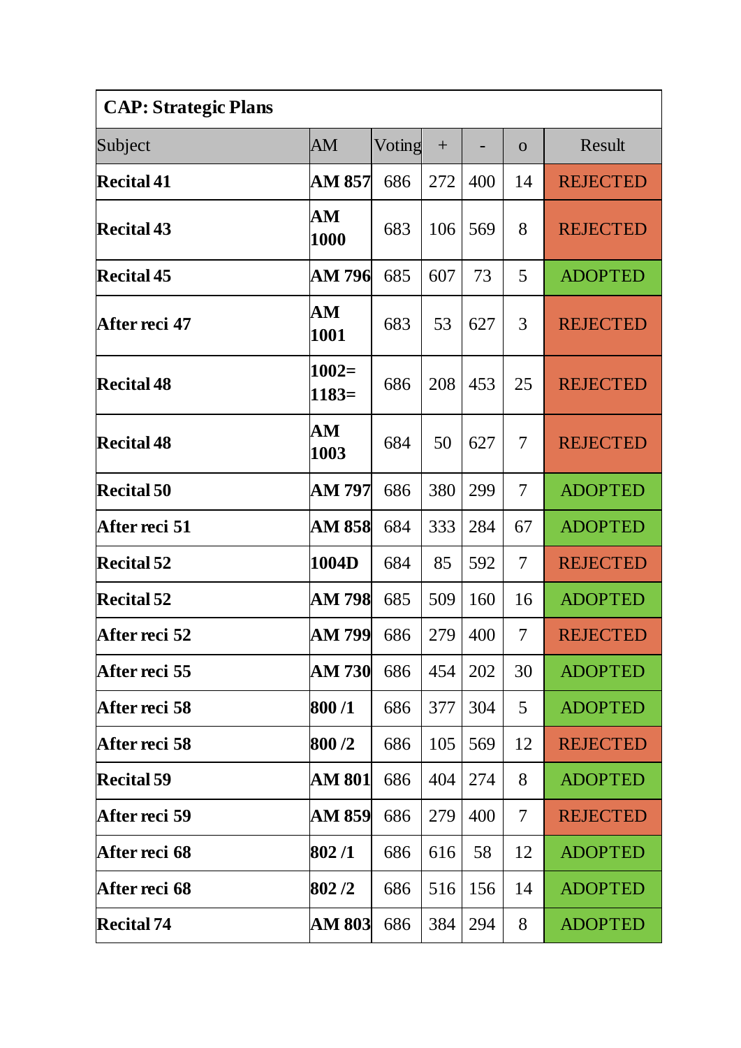| CAP: Strategic Plans | | | | | | |
|---|---|---|---|---|---|---|
| Subject | AM | Voting | + | - | o | Result |
| **Recital 41** | **AM 857** | 686 | 272 | 400 | 14 | REJECTED |
| **Recital 43** | **AM 1000** | 683 | 106 | 569 | 8 | REJECTED |
| **Recital 45** | **AM 796** | 685 | 607 | 73 | 5 | ADOPTED |
| **After reci 47** | **AM 1001** | 683 | 53 | 627 | 3 | REJECTED |
| **Recital 48** | **1002= 1183=** | 686 | 208 | 453 | 25 | REJECTED |
| **Recital 48** | **AM 1003** | 684 | 50 | 627 | 7 | REJECTED |
| **Recital 50** | **AM 797** | 686 | 380 | 299 | 7 | ADOPTED |
| **After reci 51** | **AM 858** | 684 | 333 | 284 | 67 | ADOPTED |
| **Recital 52** | **1004D** | 684 | 85 | 592 | 7 | REJECTED |
| **Recital 52** | **AM 798** | 685 | 509 | 160 | 16 | ADOPTED |
| **After reci 52** | **AM 799** | 686 | 279 | 400 | 7 | REJECTED |
| **After reci 55** | **AM 730** | 686 | 454 | 202 | 30 | ADOPTED |
| **After reci 58** | **800 /1** | 686 | 377 | 304 | 5 | ADOPTED |
| **After reci 58** | **800 /2** | 686 | 105 | 569 | 12 | REJECTED |
| **Recital 59** | **AM 801** | 686 | 404 | 274 | 8 | ADOPTED |
| **After reci 59** | **AM 859** | 686 | 279 | 400 | 7 | REJECTED |
| **After reci 68** | **802 /1** | 686 | 616 | 58 | 12 | ADOPTED |
| **After reci 68** | **802 /2** | 686 | 516 | 156 | 14 | ADOPTED |
| **Recital 74** | **AM 803** | 686 | 384 | 294 | 8 | ADOPTED |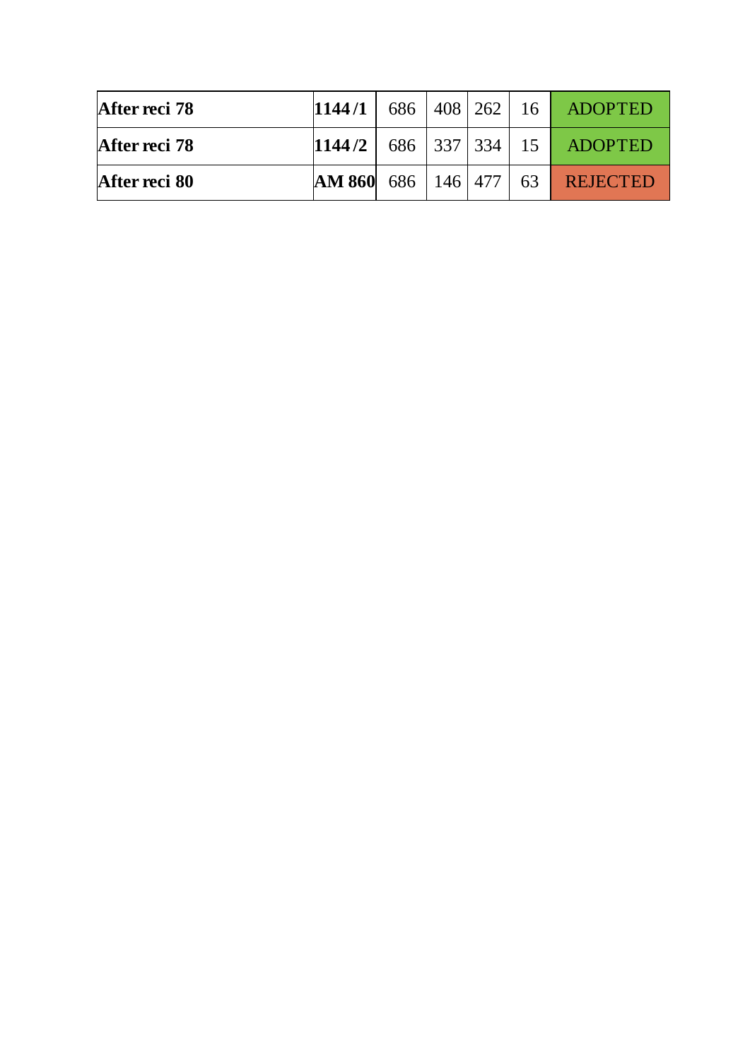| After reci 78 | 1144 /1 | 686 | 408 | 262 | 16 | ADOPTED |
|---|---|---|---|---|---|---|
| After reci 78 | 1144 /2 | 686 | 337 | 334 | 15 | ADOPTED |
| After reci 80 | AM 860 | 686 | 146 | 477 | 63 | REJECTED |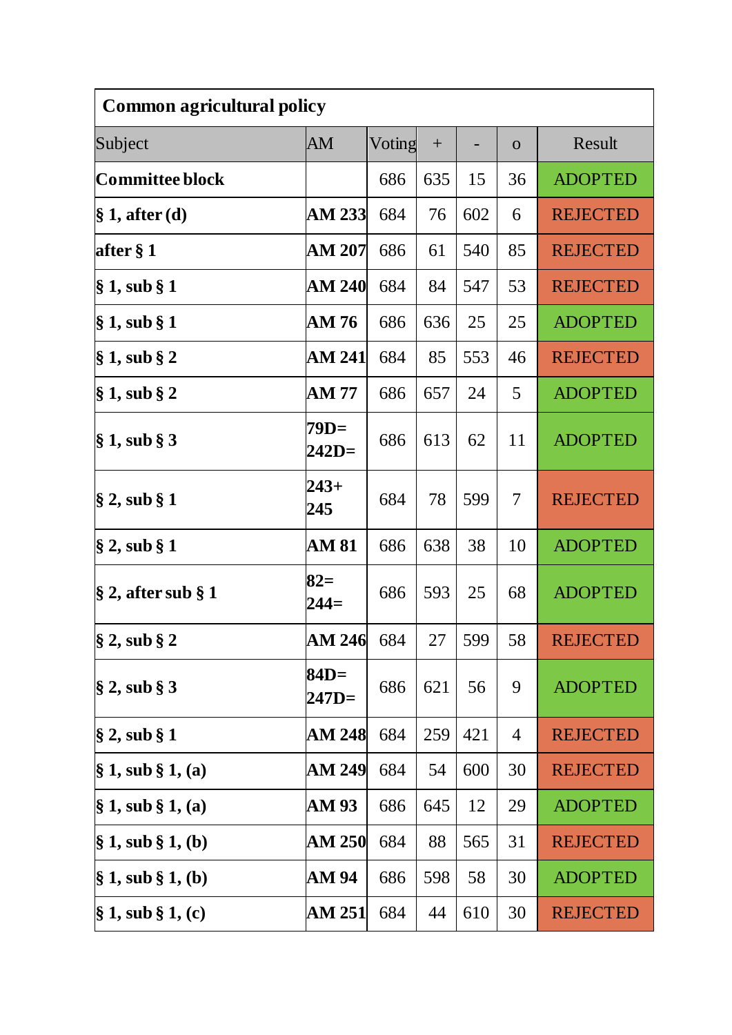| Common agricultural policy | | | | | | |
|---|---|---|---|---|---|---|
| Subject | AM | Voting | + | - | o | Result |
| **Committee block** | | 686 | 635 | 15 | 36 | ADOPTED |
| **§ 1, after (d)** | **AM 233** | 684 | 76 | 602 | 6 | REJECTED |
| **after § 1** | **AM 207** | 686 | 61 | 540 | 85 | REJECTED |
| **§ 1, sub § 1** | **AM 240** | 684 | 84 | 547 | 53 | REJECTED |
| **§ 1, sub § 1** | **AM 76** | 686 | 636 | 25 | 25 | ADOPTED |
| **§ 1, sub § 2** | **AM 241** | 684 | 85 | 553 | 46 | REJECTED |
| **§ 1, sub § 2** | **AM 77** | 686 | 657 | 24 | 5 | ADOPTED |
| **§ 1, sub § 3** | **79D= 242D=** | 686 | 613 | 62 | 11 | ADOPTED |
| **§ 2, sub § 1** | **243+ 245** | 684 | 78 | 599 | 7 | REJECTED |
| **§ 2, sub § 1** | **AM 81** | 686 | 638 | 38 | 10 | ADOPTED |
| **§ 2, after sub § 1** | **82= 244=** | 686 | 593 | 25 | 68 | ADOPTED |
| **§ 2, sub § 2** | **AM 246** | 684 | 27 | 599 | 58 | REJECTED |
| **§ 2, sub § 3** | **84D= 247D=** | 686 | 621 | 56 | 9 | ADOPTED |
| **§ 2, sub § 1** | **AM 248** | 684 | 259 | 421 | 4 | REJECTED |
| **§ 1, sub § 1, (a)** | **AM 249** | 684 | 54 | 600 | 30 | REJECTED |
| **§ 1, sub § 1, (a)** | **AM 93** | 686 | 645 | 12 | 29 | ADOPTED |
| **§ 1, sub § 1, (b)** | **AM 250** | 684 | 88 | 565 | 31 | REJECTED |
| **§ 1, sub § 1, (b)** | **AM 94** | 686 | 598 | 58 | 30 | ADOPTED |
| **§ 1, sub § 1, (c)** | **AM 251** | 684 | 44 | 610 | 30 | REJECTED |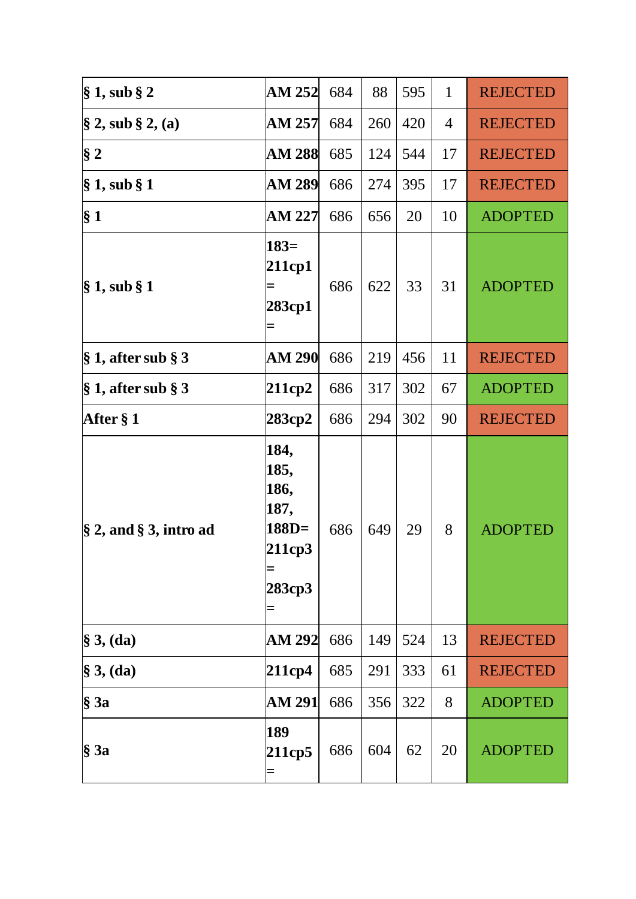| | | | | | | |
|---|---|---|---|---|---|---|
| **§ 1, sub § 2** | **AM 252** | 684 | 88 | 595 | 1 | REJECTED |
| **§ 2, sub § 2, (a)** | **AM 257** | 684 | 260 | 420 | 4 | REJECTED |
| **§ 2** | **AM 288** | 685 | 124 | 544 | 17 | REJECTED |
| **§ 1, sub § 1** | **AM 289** | 686 | 274 | 395 | 17 | REJECTED |
| **§ 1** | **AM 227** | 686 | 656 | 20 | 10 | ADOPTED |
| **§ 1, sub § 1** | **183= 211cp1 = 283cp1 =** | 686 | 622 | 33 | 31 | ADOPTED |
| **§ 1, after sub § 3** | **AM 290** | 686 | 219 | 456 | 11 | REJECTED |
| **§ 1, after sub § 3** | **211cp2** | 686 | 317 | 302 | 67 | ADOPTED |
| **After § 1** | **283cp2** | 686 | 294 | 302 | 90 | REJECTED |
| **§ 2, and § 3, intro ad** | **184, 185, 186, 187, 188D= 211cp3 = 283cp3 =** | 686 | 649 | 29 | 8 | ADOPTED |
| **§ 3, (da)** | **AM 292** | 686 | 149 | 524 | 13 | REJECTED |
| **§ 3, (da)** | **211cp4** | 685 | 291 | 333 | 61 | REJECTED |
| **§ 3a** | **AM 291** | 686 | 356 | 322 | 8 | ADOPTED |
| **§ 3a** | **189 211cp5 =** | 686 | 604 | 62 | 20 | ADOPTED |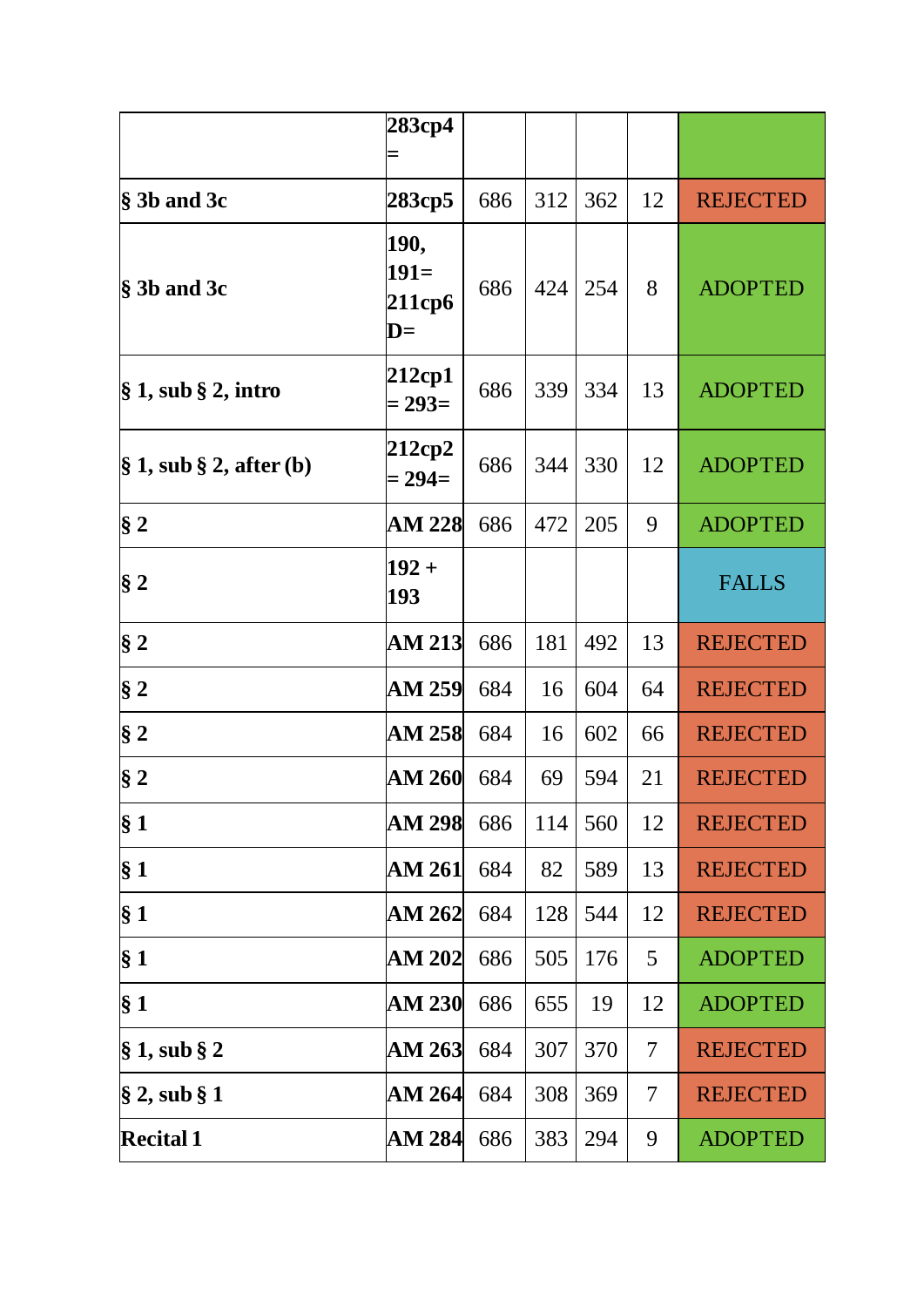| | | | | | | |
|---|---|---|---|---|---|---|
| | **283cp4 =** | | | | | |
| **§ 3b and 3c** | **283cp5** | 686 | 312 | 362 | 12 | REJECTED |
| **§ 3b and 3c** | **190, 191= 211cp6 D=** | 686 | 424 | 254 | 8 | ADOPTED |
| **§ 1, sub § 2, intro** | **212cp1 = 293=** | 686 | 339 | 334 | 13 | ADOPTED |
| **§ 1, sub § 2, after (b)** | **212cp2 = 294=** | 686 | 344 | 330 | 12 | ADOPTED |
| **§ 2** | **AM 228** | 686 | 472 | 205 | 9 | ADOPTED |
| **§ 2** | **192 + 193** | | | | | FALLS |
| **§ 2** | **AM 213** | 686 | 181 | 492 | 13 | REJECTED |
| **§ 2** | **AM 259** | 684 | 16 | 604 | 64 | REJECTED |
| **§ 2** | **AM 258** | 684 | 16 | 602 | 66 | REJECTED |
| **§ 2** | **AM 260** | 684 | 69 | 594 | 21 | REJECTED |
| **§ 1** | **AM 298** | 686 | 114 | 560 | 12 | REJECTED |
| **§ 1** | **AM 261** | 684 | 82 | 589 | 13 | REJECTED |
| **§ 1** | **AM 262** | 684 | 128 | 544 | 12 | REJECTED |
| **§ 1** | **AM 202** | 686 | 505 | 176 | 5 | ADOPTED |
| **§ 1** | **AM 230** | 686 | 655 | 19 | 12 | ADOPTED |
| **§ 1, sub § 2** | **AM 263** | 684 | 307 | 370 | 7 | REJECTED |
| **§ 2, sub § 1** | **AM 264** | 684 | 308 | 369 | 7 | REJECTED |
| **Recital 1** | **AM 284** | 686 | 383 | 294 | 9 | ADOPTED |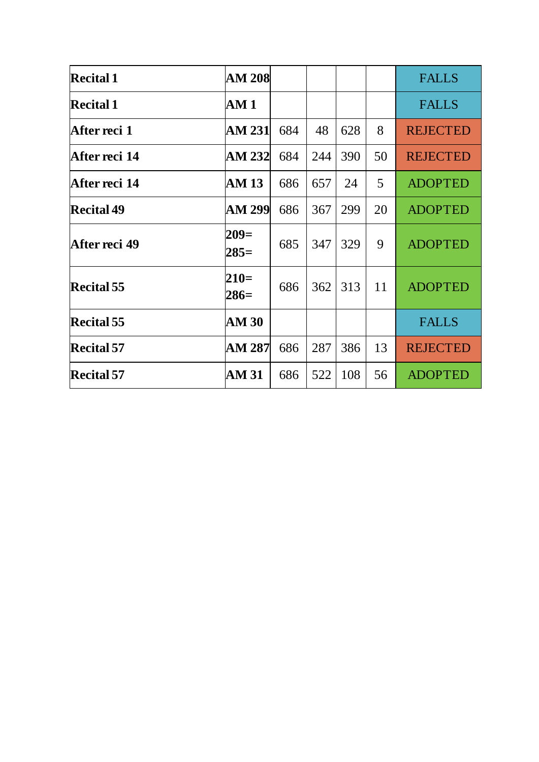| | | | | | | |
|---|---|---|---|---|---|---|
| **Recital 1** | **AM 208** | | | | | FALLS |
| **Recital 1** | **AM 1** | | | | | FALLS |
| **After reci 1** | **AM 231** | 684 | 48 | 628 | 8 | REJECTED |
| **After reci 14** | **AM 232** | 684 | 244 | 390 | 50 | REJECTED |
| **After reci 14** | **AM 13** | 686 | 657 | 24 | 5 | ADOPTED |
| **Recital 49** | **AM 299** | 686 | 367 | 299 | 20 | ADOPTED |
| **After reci 49** | **209= 285=** | 685 | 347 | 329 | 9 | ADOPTED |
| **Recital 55** | **210= 286=** | 686 | 362 | 313 | 11 | ADOPTED |
| **Recital 55** | **AM 30** | | | | | FALLS |
| **Recital 57** | **AM 287** | 686 | 287 | 386 | 13 | REJECTED |
| **Recital 57** | **AM 31** | 686 | 522 | 108 | 56 | ADOPTED |